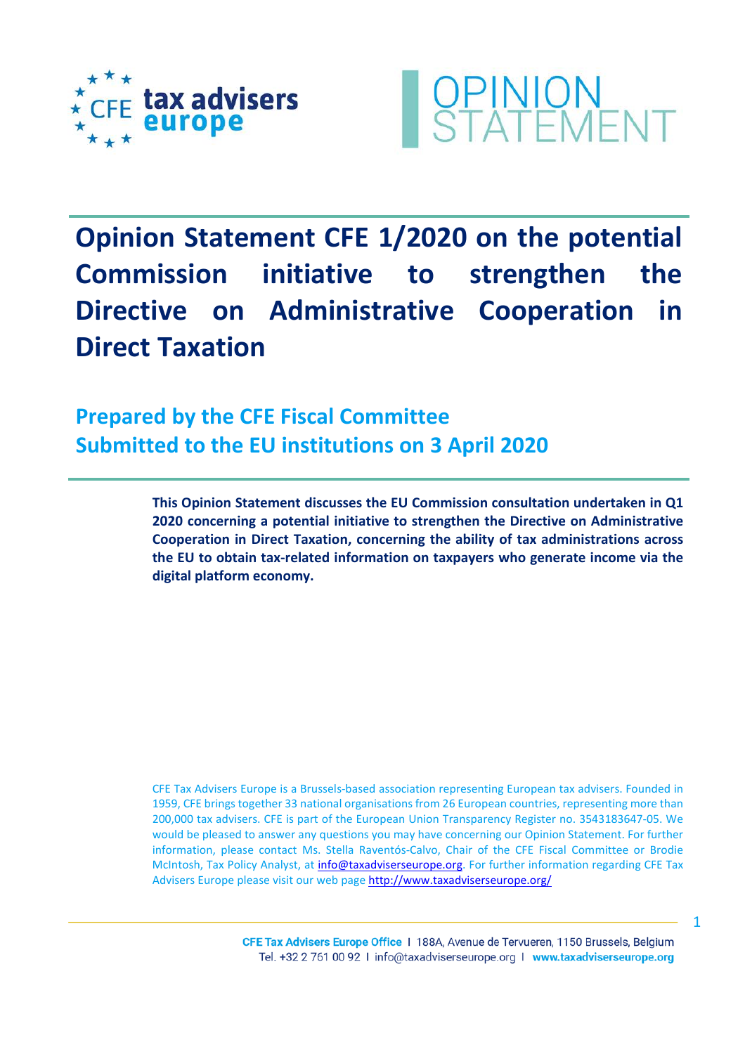OPINION STATEMENT

# Opinion Statement CFE 1/2020 on the potential Commission initiative to strengthen the Directive on Administrative Cooperation in Direct Taxation

## Prepared by the CFE Fiscal Committee
## Submitted to the EU institutions on 3 April 2020

**This Opinion Statement discusses the EU Commission consultation undertaken in Q1 2020 concerning a potential initiative to strengthen the Directive on Administrative Cooperation in Direct Taxation, concerning the ability of tax administrations across the EU to obtain tax-related information on taxpayers who generate income via the digital platform economy.**

CFE Tax Advisers Europe is a Brussels-based association representing European tax advisers. Founded in 1959, CFE brings together 33 national organisations from 26 European countries, representing more than 200,000 tax advisers. CFE is part of the European Union Transparency Register no. 3543183647-05. We would be pleased to answer any questions you may have concerning our Opinion Statement. For further information, please contact Ms. Stella Raventós-Calvo, Chair of the CFE Fiscal Committee or Brodie McIntosh, Tax Policy Analyst, at info@taxadviserseurope.org. For further information regarding CFE Tax Advisers Europe please visit our web page http://www.taxadviserseurope.org/

CFE Tax Advisers Europe Office I 188A, Avenue de Tervueren, 1150 Brussels, Belgium
Tel. +32 2 761 00 92 I info@taxadviserseurope.org I www.taxadviserseurope.org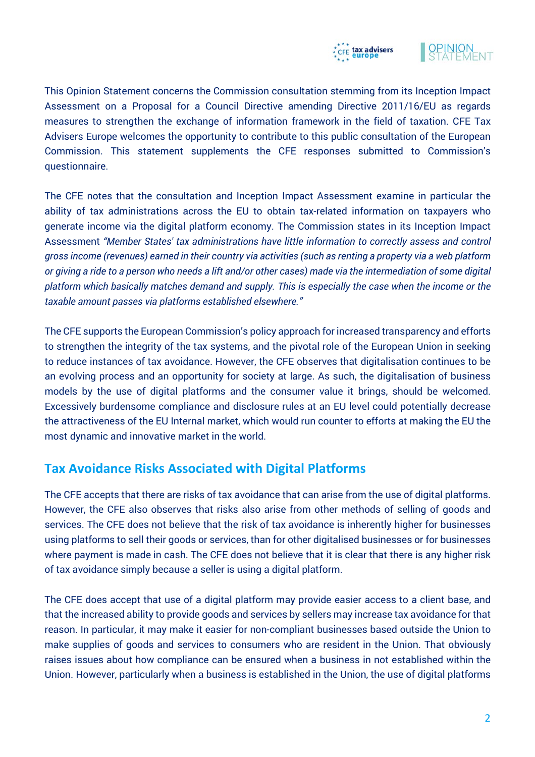This Opinion Statement concerns the Commission consultation stemming from its Inception Impact Assessment on a Proposal for a Council Directive amending Directive 2011/16/EU as regards measures to strengthen the exchange of information framework in the field of taxation. CFE Tax Advisers Europe welcomes the opportunity to contribute to this public consultation of the European Commission. This statement supplements the CFE responses submitted to Commission's questionnaire.

The CFE notes that the consultation and Inception Impact Assessment examine in particular the ability of tax administrations across the EU to obtain tax-related information on taxpayers who generate income via the digital platform economy. The Commission states in its Inception Impact Assessment *"Member States' tax administrations have little information to correctly assess and control gross income (revenues) earned in their country via activities (such as renting a property via a web platform or giving a ride to a person who needs a lift and/or other cases) made via the intermediation of some digital platform which basically matches demand and supply. This is especially the case when the income or the taxable amount passes via platforms established elsewhere."*

The CFE supports the European Commission's policy approach for increased transparency and efforts to strengthen the integrity of the tax systems, and the pivotal role of the European Union in seeking to reduce instances of tax avoidance. However, the CFE observes that digitalisation continues to be an evolving process and an opportunity for society at large. As such, the digitalisation of business models by the use of digital platforms and the consumer value it brings, should be welcomed. Excessively burdensome compliance and disclosure rules at an EU level could potentially decrease the attractiveness of the EU Internal market, which would run counter to efforts at making the EU the most dynamic and innovative market in the world.

## Tax Avoidance Risks Associated with Digital Platforms

The CFE accepts that there are risks of tax avoidance that can arise from the use of digital platforms. However, the CFE also observes that risks also arise from other methods of selling of goods and services. The CFE does not believe that the risk of tax avoidance is inherently higher for businesses using platforms to sell their goods or services, than for other digitalised businesses or for businesses where payment is made in cash. The CFE does not believe that it is clear that there is any higher risk of tax avoidance simply because a seller is using a digital platform.

The CFE does accept that use of a digital platform may provide easier access to a client base, and that the increased ability to provide goods and services by sellers may increase tax avoidance for that reason. In particular, it may make it easier for non-compliant businesses based outside the Union to make supplies of goods and services to consumers who are resident in the Union. That obviously raises issues about how compliance can be ensured when a business in not established within the Union. However, particularly when a business is established in the Union, the use of digital platforms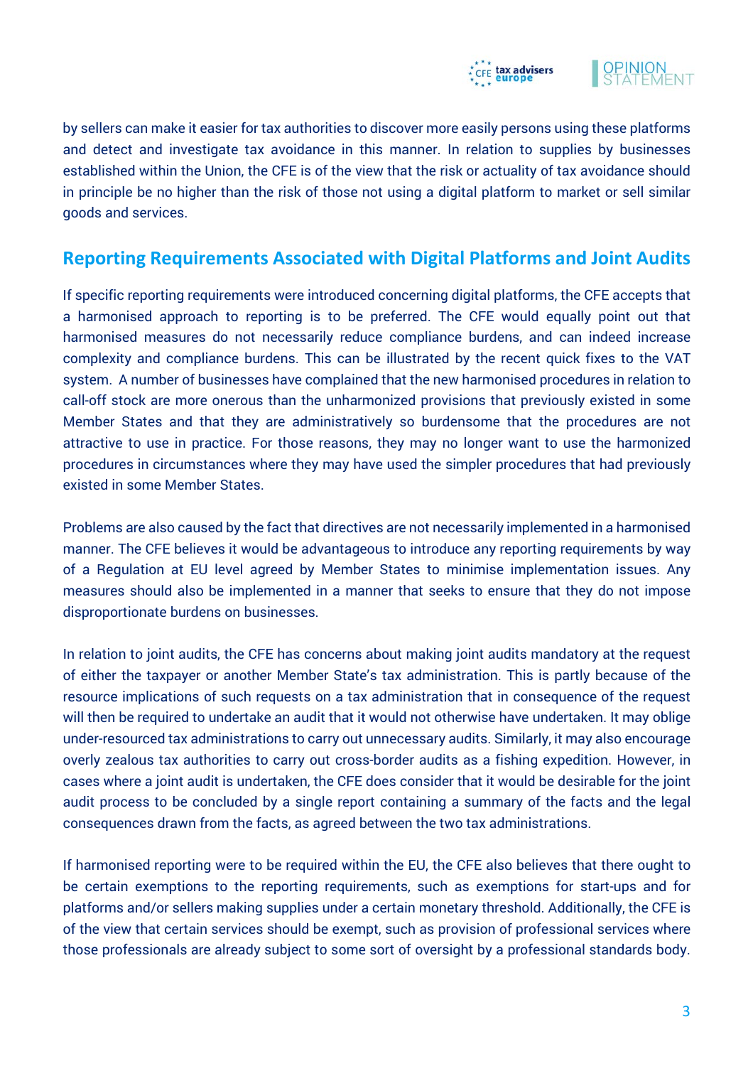by sellers can make it easier for tax authorities to discover more easily persons using these platforms and detect and investigate tax avoidance in this manner. In relation to supplies by businesses established within the Union, the CFE is of the view that the risk or actuality of tax avoidance should in principle be no higher than the risk of those not using a digital platform to market or sell similar goods and services.

## Reporting Requirements Associated with Digital Platforms and Joint Audits

If specific reporting requirements were introduced concerning digital platforms, the CFE accepts that a harmonised approach to reporting is to be preferred. The CFE would equally point out that harmonised measures do not necessarily reduce compliance burdens, and can indeed increase complexity and compliance burdens. This can be illustrated by the recent quick fixes to the VAT system. A number of businesses have complained that the new harmonised procedures in relation to call-off stock are more onerous than the unharmonized provisions that previously existed in some Member States and that they are administratively so burdensome that the procedures are not attractive to use in practice. For those reasons, they may no longer want to use the harmonized procedures in circumstances where they may have used the simpler procedures that had previously existed in some Member States.

Problems are also caused by the fact that directives are not necessarily implemented in a harmonised manner. The CFE believes it would be advantageous to introduce any reporting requirements by way of a Regulation at EU level agreed by Member States to minimise implementation issues. Any measures should also be implemented in a manner that seeks to ensure that they do not impose disproportionate burdens on businesses.

In relation to joint audits, the CFE has concerns about making joint audits mandatory at the request of either the taxpayer or another Member State's tax administration. This is partly because of the resource implications of such requests on a tax administration that in consequence of the request will then be required to undertake an audit that it would not otherwise have undertaken. It may oblige under-resourced tax administrations to carry out unnecessary audits. Similarly, it may also encourage overly zealous tax authorities to carry out cross-border audits as a fishing expedition. However, in cases where a joint audit is undertaken, the CFE does consider that it would be desirable for the joint audit process to be concluded by a single report containing a summary of the facts and the legal consequences drawn from the facts, as agreed between the two tax administrations.

If harmonised reporting were to be required within the EU, the CFE also believes that there ought to be certain exemptions to the reporting requirements, such as exemptions for start-ups and for platforms and/or sellers making supplies under a certain monetary threshold. Additionally, the CFE is of the view that certain services should be exempt, such as provision of professional services where those professionals are already subject to some sort of oversight by a professional standards body.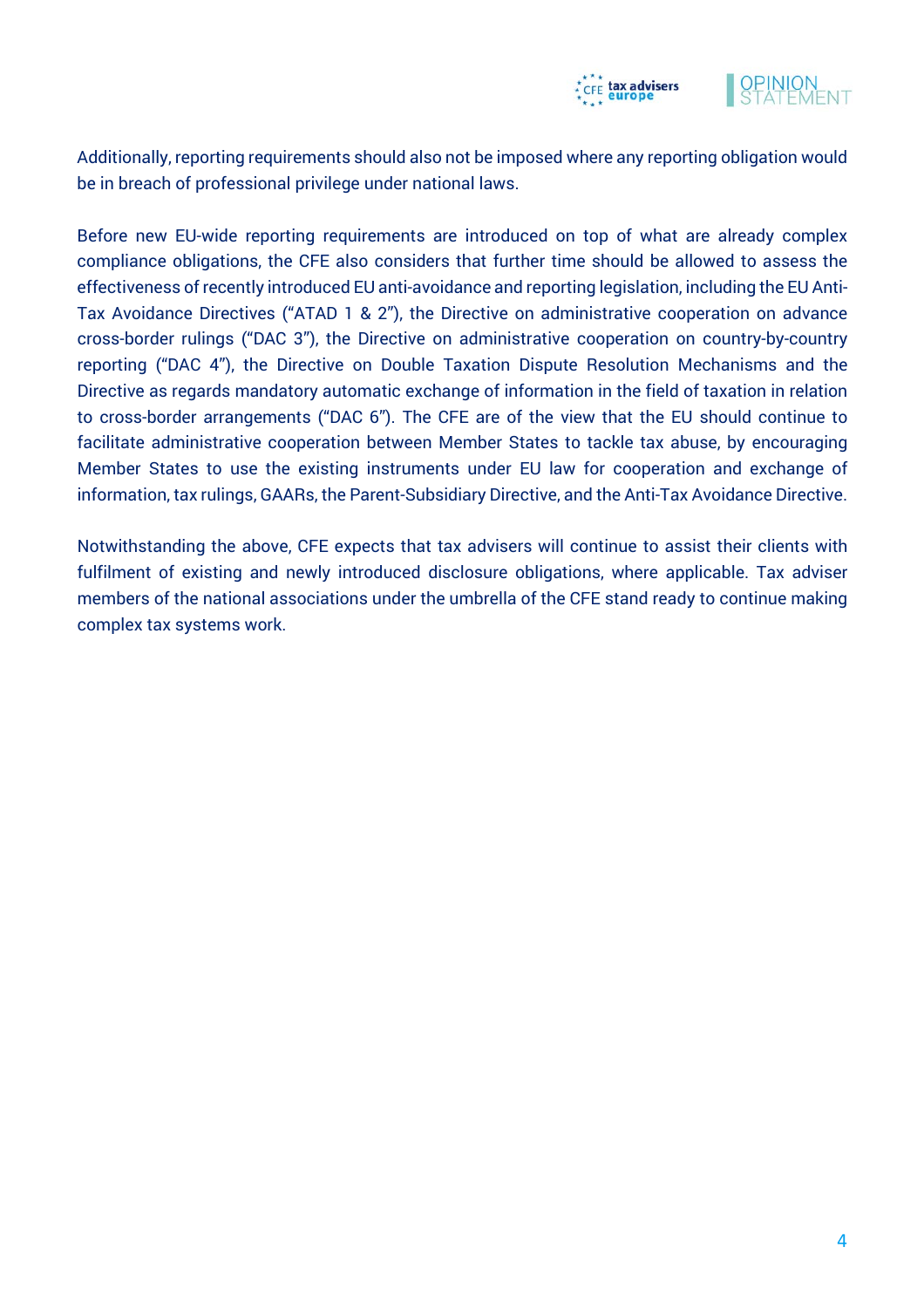Additionally, reporting requirements should also not be imposed where any reporting obligation would be in breach of professional privilege under national laws.

Before new EU-wide reporting requirements are introduced on top of what are already complex compliance obligations, the CFE also considers that further time should be allowed to assess the effectiveness of recently introduced EU anti-avoidance and reporting legislation, including the EU Anti-Tax Avoidance Directives ("ATAD 1 & 2"), the Directive on administrative cooperation on advance cross-border rulings ("DAC 3"), the Directive on administrative cooperation on country-by-country reporting ("DAC 4"), the Directive on Double Taxation Dispute Resolution Mechanisms and the Directive as regards mandatory automatic exchange of information in the field of taxation in relation to cross-border arrangements ("DAC 6"). The CFE are of the view that the EU should continue to facilitate administrative cooperation between Member States to tackle tax abuse, by encouraging Member States to use the existing instruments under EU law for cooperation and exchange of information, tax rulings, GAARs, the Parent-Subsidiary Directive, and the Anti-Tax Avoidance Directive.

Notwithstanding the above, CFE expects that tax advisers will continue to assist their clients with fulfilment of existing and newly introduced disclosure obligations, where applicable. Tax adviser members of the national associations under the umbrella of the CFE stand ready to continue making complex tax systems work.